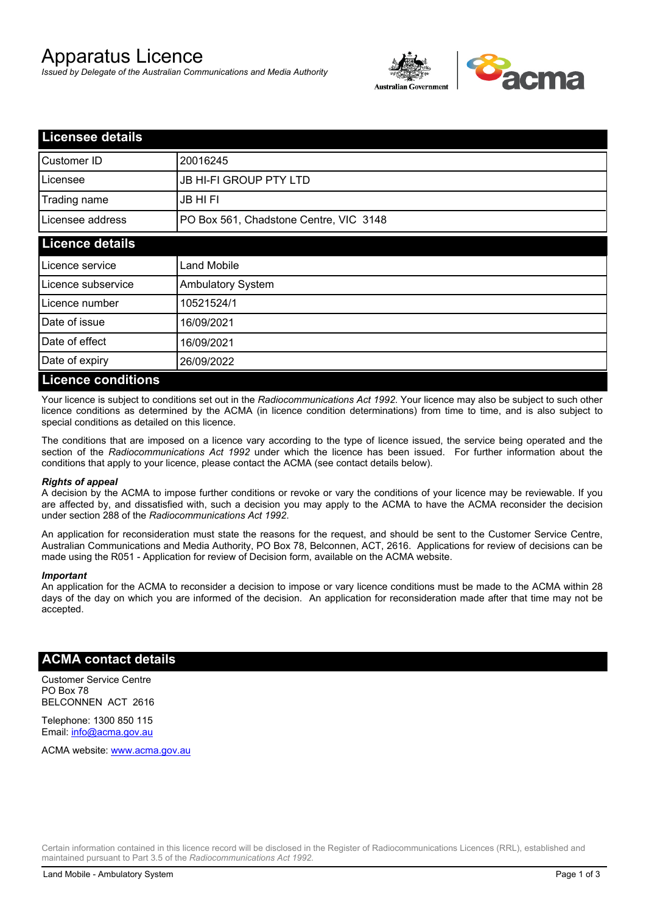# Apparatus Licence

*Issued by Delegate of the Australian Communications and Media Authority*

## Licensee details

| | |
|---|---|
| Customer ID | 20016245 |
| Licensee | JB HI-FI GROUP PTY LTD |
| Trading name | JB HI FI |
| Licensee address | PO Box 561, Chadstone Centre, VIC 3148 |

## Licence details

| | |
|---|---|
| Licence service | Land Mobile |
| Licence subservice | Ambulatory System |
| Licence number | 10521524/1 |
| Date of issue | 16/09/2021 |
| Date of effect | 16/09/2021 |
| Date of expiry | 26/09/2022 |

## Licence conditions

Your licence is subject to conditions set out in the *Radiocommunications Act 1992*. Your licence may also be subject to such other licence conditions as determined by the ACMA (in licence condition determinations) from time to time, and is also subject to special conditions as detailed on this licence.

The conditions that are imposed on a licence vary according to the type of licence issued, the service being operated and the section of the *Radiocommunications Act 1992* under which the licence has been issued. For further information about the conditions that apply to your licence, please contact the ACMA (see contact details below).

***Rights of appeal***

A decision by the ACMA to impose further conditions or revoke or vary the conditions of your licence may be reviewable. If you are affected by, and dissatisfied with, such a decision you may apply to the ACMA to have the ACMA reconsider the decision under section 288 of the *Radiocommunications Act 1992*.

An application for reconsideration must state the reasons for the request, and should be sent to the Customer Service Centre, Australian Communications and Media Authority, PO Box 78, Belconnen, ACT, 2616. Applications for review of decisions can be made using the R051 - Application for review of Decision form, available on the ACMA website.

***Important***

An application for the ACMA to reconsider a decision to impose or vary licence conditions must be made to the ACMA within 28 days of the day on which you are informed of the decision. An application for reconsideration made after that time may not be accepted.

## ACMA contact details

Customer Service Centre
PO Box 78
BELCONNEN ACT 2616

Telephone: 1300 850 115
Email: info@acma.gov.au

ACMA website: www.acma.gov.au

Certain information contained in this licence record will be disclosed in the Register of Radiocommunications Licences (RRL), established and maintained pursuant to Part 3.5 of the *Radiocommunications Act 1992.*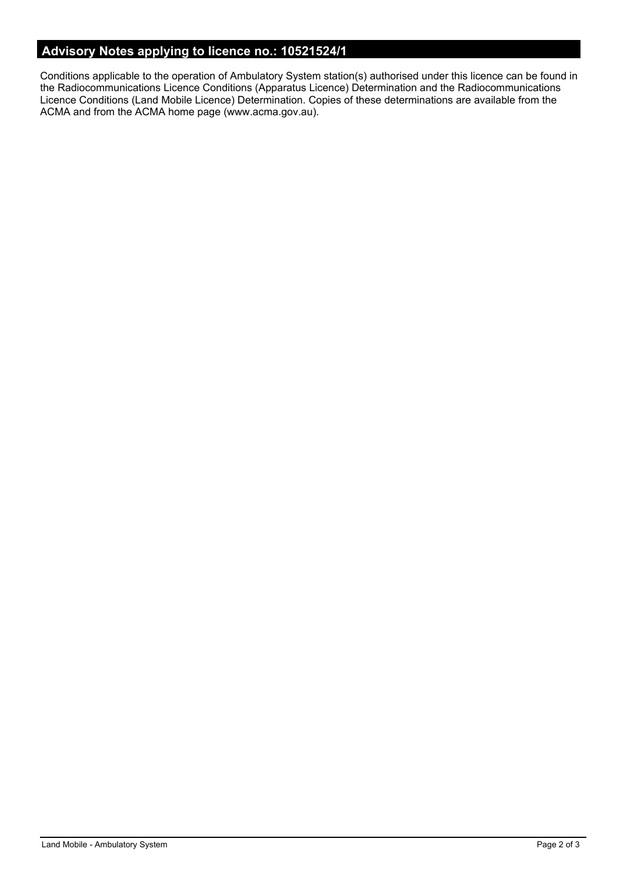## Advisory Notes applying to licence no.: 10521524/1

Conditions applicable to the operation of Ambulatory System station(s) authorised under this licence can be found in the Radiocommunications Licence Conditions (Apparatus Licence) Determination and the Radiocommunications Licence Conditions (Land Mobile Licence) Determination. Copies of these determinations are available from the ACMA and from the ACMA home page (www.acma.gov.au).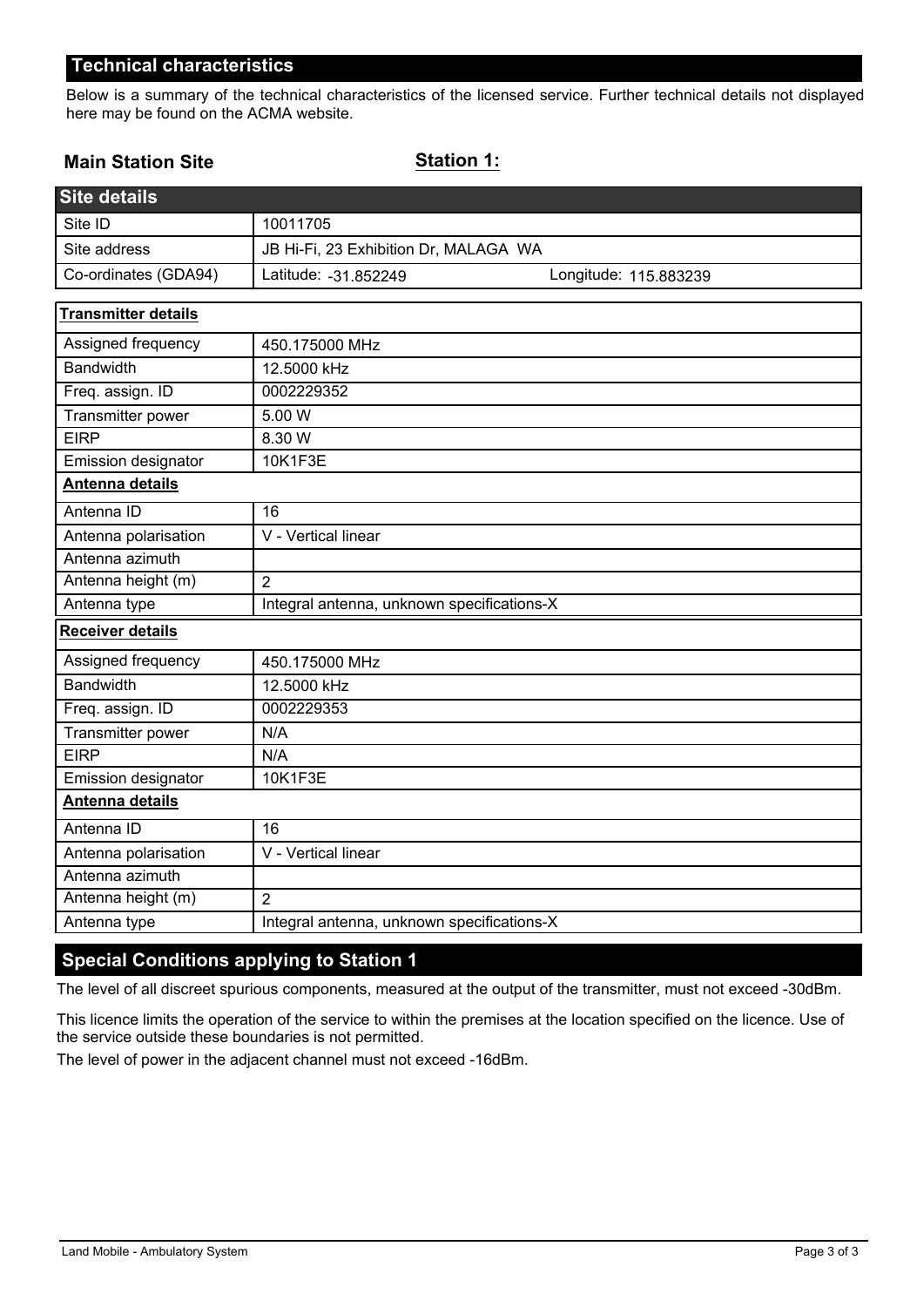## Technical characteristics

Below is a summary of the technical characteristics of the licensed service. Further technical details not displayed here may be found on the ACMA website.

**Main Station Site** **Station 1:**

| Site details | |
|---|---|
| Site ID | 10011705 |
| Site address | JB Hi-Fi, 23 Exhibition Dr, MALAGA WA |
| Co-ordinates (GDA94) | Latitude: -31.852249 Longitude: 115.883239 |

| **Transmitter details** | |
|---|---|
| Assigned frequency | 450.175000 MHz |
| Bandwidth | 12.5000 kHz |
| Freq. assign. ID | 0002229352 |
| Transmitter power | 5.00 W |
| EIRP | 8.30 W |
| Emission designator | 10K1F3E |
| **Antenna details** | |
| Antenna ID | 16 |
| Antenna polarisation | V - Vertical linear |
| Antenna azimuth | |
| Antenna height (m) | 2 |
| Antenna type | Integral antenna, unknown specifications-X |
| **Receiver details** | |
| Assigned frequency | 450.175000 MHz |
| Bandwidth | 12.5000 kHz |
| Freq. assign. ID | 0002229353 |
| Transmitter power | N/A |
| EIRP | N/A |
| Emission designator | 10K1F3E |
| **Antenna details** | |
| Antenna ID | 16 |
| Antenna polarisation | V - Vertical linear |
| Antenna azimuth | |
| Antenna height (m) | 2 |
| Antenna type | Integral antenna, unknown specifications-X |

## Special Conditions applying to Station 1

The level of all discreet spurious components, measured at the output of the transmitter, must not exceed -30dBm.

This licence limits the operation of the service to within the premises at the location specified on the licence. Use of the service outside these boundaries is not permitted.

The level of power in the adjacent channel must not exceed -16dBm.